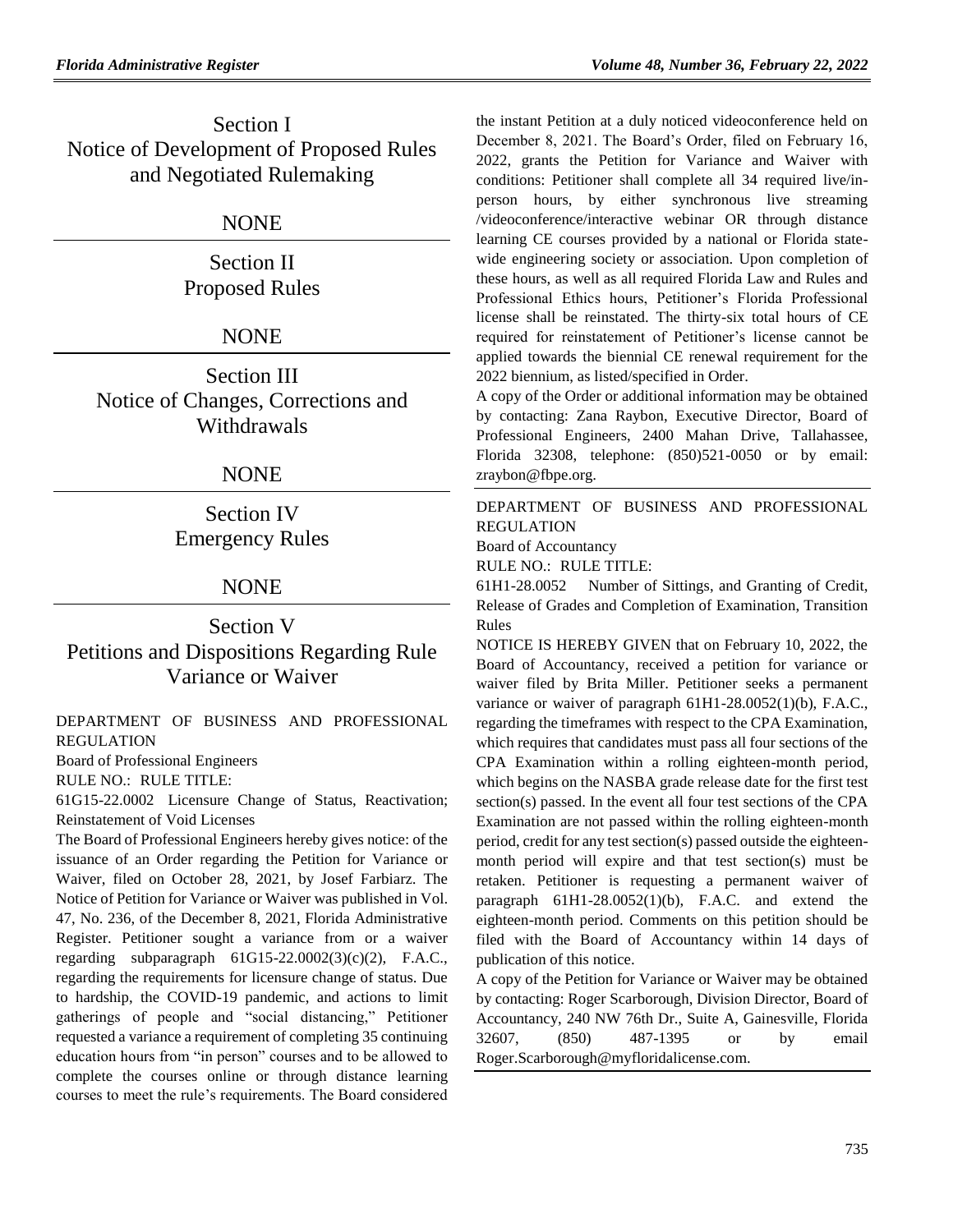# Section I
# Notice of Development of Proposed Rules and Negotiated Rulemaking

NONE

# Section II
# Proposed Rules

NONE

# Section III
# Notice of Changes, Corrections and Withdrawals

NONE

# Section IV
# Emergency Rules

NONE

# Section V
# Petitions and Dispositions Regarding Rule Variance or Waiver

DEPARTMENT OF BUSINESS AND PROFESSIONAL REGULATION

Board of Professional Engineers

RULE NO.: RULE TITLE:

61G15-22.0002 Licensure Change of Status, Reactivation; Reinstatement of Void Licenses

The Board of Professional Engineers hereby gives notice: of the issuance of an Order regarding the Petition for Variance or Waiver, filed on October 28, 2021, by Josef Farbiarz. The Notice of Petition for Variance or Waiver was published in Vol. 47, No. 236, of the December 8, 2021, Florida Administrative Register. Petitioner sought a variance from or a waiver regarding subparagraph 61G15-22.0002(3)(c)(2), F.A.C., regarding the requirements for licensure change of status. Due to hardship, the COVID-19 pandemic, and actions to limit gatherings of people and "social distancing," Petitioner requested a variance a requirement of completing 35 continuing education hours from "in person" courses and to be allowed to complete the courses online or through distance learning courses to meet the rule's requirements. The Board considered the instant Petition at a duly noticed videoconference held on December 8, 2021. The Board's Order, filed on February 16, 2022, grants the Petition for Variance and Waiver with conditions: Petitioner shall complete all 34 required live/in-person hours, by either synchronous live streaming /videoconference/interactive webinar OR through distance learning CE courses provided by a national or Florida state-wide engineering society or association. Upon completion of these hours, as well as all required Florida Law and Rules and Professional Ethics hours, Petitioner's Florida Professional license shall be reinstated. The thirty-six total hours of CE required for reinstatement of Petitioner's license cannot be applied towards the biennial CE renewal requirement for the 2022 biennium, as listed/specified in Order.

A copy of the Order or additional information may be obtained by contacting: Zana Raybon, Executive Director, Board of Professional Engineers, 2400 Mahan Drive, Tallahassee, Florida 32308, telephone: (850)521-0050 or by email: zraybon@fbpe.org.

---

DEPARTMENT OF BUSINESS AND PROFESSIONAL REGULATION

Board of Accountancy

RULE NO.: RULE TITLE:

61H1-28.0052 Number of Sittings, and Granting of Credit, Release of Grades and Completion of Examination, Transition Rules

NOTICE IS HEREBY GIVEN that on February 10, 2022, the Board of Accountancy, received a petition for variance or waiver filed by Brita Miller. Petitioner seeks a permanent variance or waiver of paragraph 61H1-28.0052(1)(b), F.A.C., regarding the timeframes with respect to the CPA Examination, which requires that candidates must pass all four sections of the CPA Examination within a rolling eighteen-month period, which begins on the NASBA grade release date for the first test section(s) passed. In the event all four test sections of the CPA Examination are not passed within the rolling eighteen-month period, credit for any test section(s) passed outside the eighteen-month period will expire and that test section(s) must be retaken. Petitioner is requesting a permanent waiver of paragraph 61H1-28.0052(1)(b), F.A.C. and extend the eighteen-month period. Comments on this petition should be filed with the Board of Accountancy within 14 days of publication of this notice.

A copy of the Petition for Variance or Waiver may be obtained by contacting: Roger Scarborough, Division Director, Board of Accountancy, 240 NW 76th Dr., Suite A, Gainesville, Florida 32607, (850) 487-1395 or by email Roger.Scarborough@myfloridalicense.com.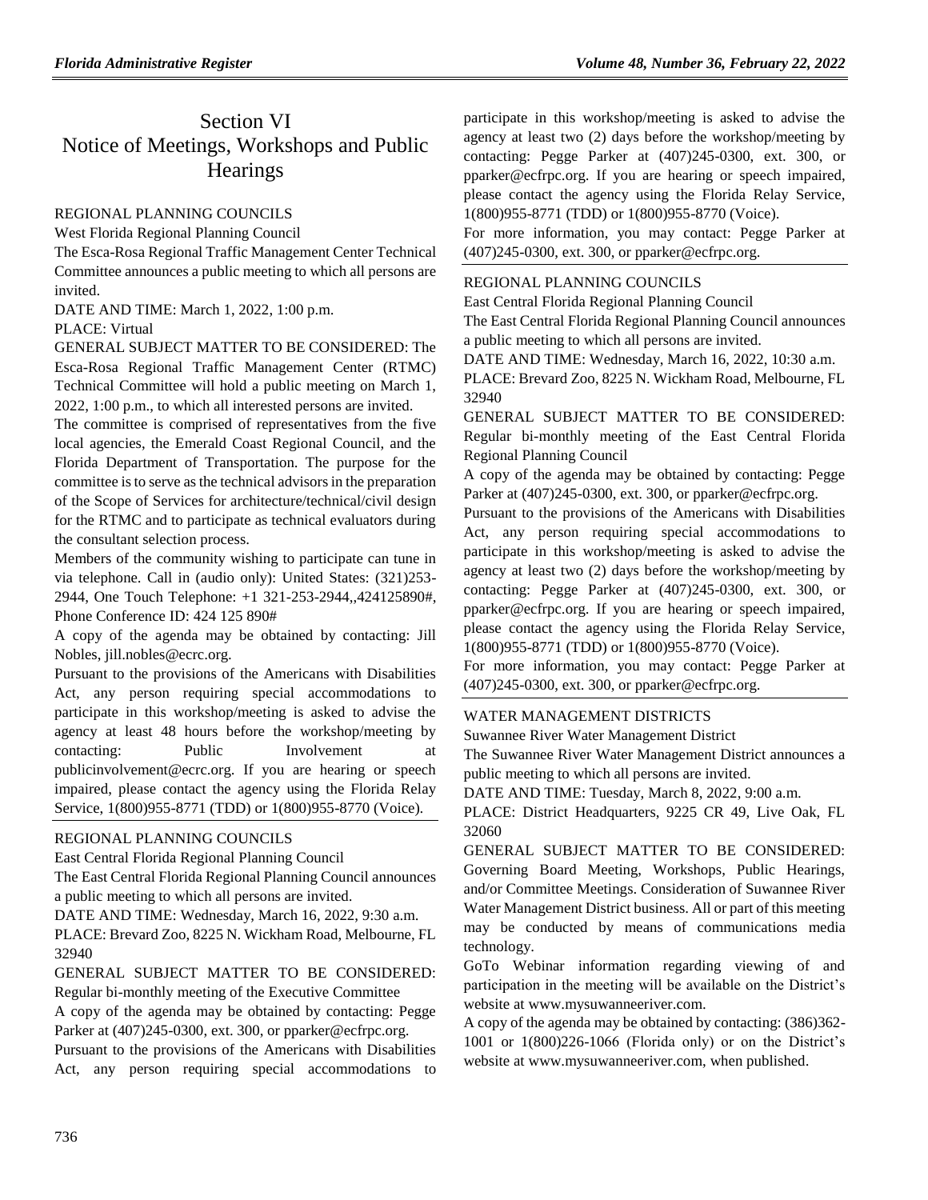# Section VI
# Notice of Meetings, Workshops and Public Hearings

REGIONAL PLANNING COUNCILS

West Florida Regional Planning Council

The Esca-Rosa Regional Traffic Management Center Technical Committee announces a public meeting to which all persons are invited.

DATE AND TIME: March 1, 2022, 1:00 p.m.

PLACE: Virtual

GENERAL SUBJECT MATTER TO BE CONSIDERED: The Esca-Rosa Regional Traffic Management Center (RTMC) Technical Committee will hold a public meeting on March 1, 2022, 1:00 p.m., to which all interested persons are invited.

The committee is comprised of representatives from the five local agencies, the Emerald Coast Regional Council, and the Florida Department of Transportation. The purpose for the committee is to serve as the technical advisors in the preparation of the Scope of Services for architecture/technical/civil design for the RTMC and to participate as technical evaluators during the consultant selection process.

Members of the community wishing to participate can tune in via telephone. Call in (audio only): United States: (321)253-2944, One Touch Telephone: +1 321-253-2944,,424125890#, Phone Conference ID: 424 125 890#

A copy of the agenda may be obtained by contacting: Jill Nobles, jill.nobles@ecrc.org.

Pursuant to the provisions of the Americans with Disabilities Act, any person requiring special accommodations to participate in this workshop/meeting is asked to advise the agency at least 48 hours before the workshop/meeting by contacting: Public Involvement at publicinvolvement@ecrc.org. If you are hearing or speech impaired, please contact the agency using the Florida Relay Service, 1(800)955-8771 (TDD) or 1(800)955-8770 (Voice).

---

REGIONAL PLANNING COUNCILS

East Central Florida Regional Planning Council

The East Central Florida Regional Planning Council announces a public meeting to which all persons are invited.

DATE AND TIME: Wednesday, March 16, 2022, 9:30 a.m.

PLACE: Brevard Zoo, 8225 N. Wickham Road, Melbourne, FL 32940

GENERAL SUBJECT MATTER TO BE CONSIDERED: Regular bi-monthly meeting of the Executive Committee

A copy of the agenda may be obtained by contacting: Pegge Parker at (407)245-0300, ext. 300, or pparker@ecfrpc.org.

Pursuant to the provisions of the Americans with Disabilities Act, any person requiring special accommodations to participate in this workshop/meeting is asked to advise the agency at least two (2) days before the workshop/meeting by contacting: Pegge Parker at (407)245-0300, ext. 300, or pparker@ecfrpc.org. If you are hearing or speech impaired, please contact the agency using the Florida Relay Service, 1(800)955-8771 (TDD) or 1(800)955-8770 (Voice).

For more information, you may contact: Pegge Parker at (407)245-0300, ext. 300, or pparker@ecfrpc.org.

---

REGIONAL PLANNING COUNCILS

East Central Florida Regional Planning Council

The East Central Florida Regional Planning Council announces a public meeting to which all persons are invited.

DATE AND TIME: Wednesday, March 16, 2022, 10:30 a.m.

PLACE: Brevard Zoo, 8225 N. Wickham Road, Melbourne, FL 32940

GENERAL SUBJECT MATTER TO BE CONSIDERED: Regular bi-monthly meeting of the East Central Florida Regional Planning Council

A copy of the agenda may be obtained by contacting: Pegge Parker at (407)245-0300, ext. 300, or pparker@ecfrpc.org.

Pursuant to the provisions of the Americans with Disabilities Act, any person requiring special accommodations to participate in this workshop/meeting is asked to advise the agency at least two (2) days before the workshop/meeting by contacting: Pegge Parker at (407)245-0300, ext. 300, or pparker@ecfrpc.org. If you are hearing or speech impaired, please contact the agency using the Florida Relay Service, 1(800)955-8771 (TDD) or 1(800)955-8770 (Voice).

For more information, you may contact: Pegge Parker at (407)245-0300, ext. 300, or pparker@ecfrpc.org.

---

WATER MANAGEMENT DISTRICTS

Suwannee River Water Management District

The Suwannee River Water Management District announces a public meeting to which all persons are invited.

DATE AND TIME: Tuesday, March 8, 2022, 9:00 a.m.

PLACE: District Headquarters, 9225 CR 49, Live Oak, FL 32060

GENERAL SUBJECT MATTER TO BE CONSIDERED: Governing Board Meeting, Workshops, Public Hearings, and/or Committee Meetings. Consideration of Suwannee River Water Management District business. All or part of this meeting may be conducted by means of communications media technology.

GoTo Webinar information regarding viewing of and participation in the meeting will be available on the District's website at www.mysuwanneeriver.com.

A copy of the agenda may be obtained by contacting: (386)362-1001 or 1(800)226-1066 (Florida only) or on the District's website at www.mysuwanneeriver.com, when published.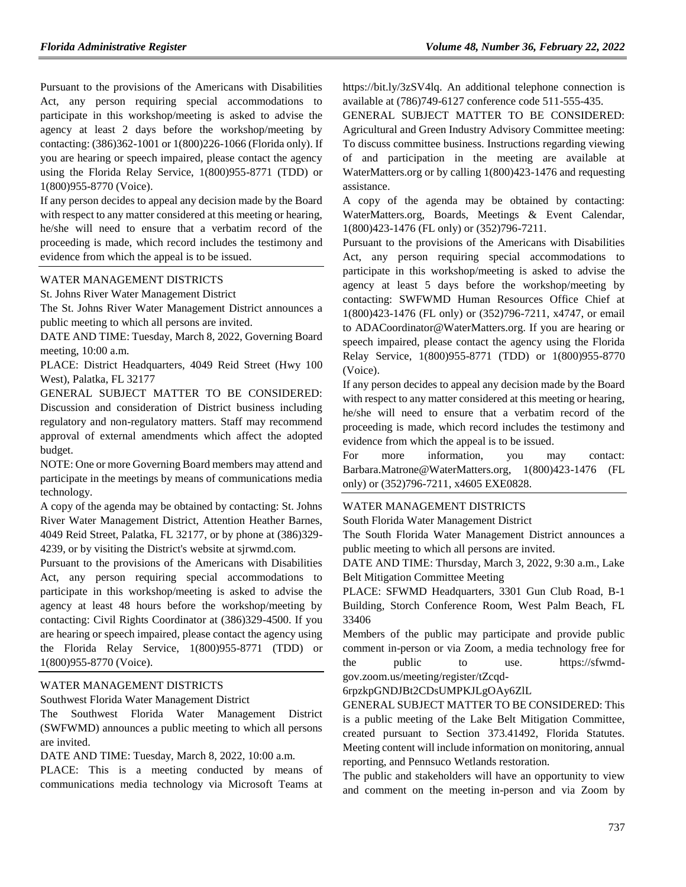Pursuant to the provisions of the Americans with Disabilities Act, any person requiring special accommodations to participate in this workshop/meeting is asked to advise the agency at least 2 days before the workshop/meeting by contacting: (386)362-1001 or 1(800)226-1066 (Florida only). If you are hearing or speech impaired, please contact the agency using the Florida Relay Service, 1(800)955-8771 (TDD) or 1(800)955-8770 (Voice).

If any person decides to appeal any decision made by the Board with respect to any matter considered at this meeting or hearing, he/she will need to ensure that a verbatim record of the proceeding is made, which record includes the testimony and evidence from which the appeal is to be issued.

WATER MANAGEMENT DISTRICTS

St. Johns River Water Management District

The St. Johns River Water Management District announces a public meeting to which all persons are invited.

DATE AND TIME: Tuesday, March 8, 2022, Governing Board meeting, 10:00 a.m.

PLACE: District Headquarters, 4049 Reid Street (Hwy 100 West), Palatka, FL 32177

GENERAL SUBJECT MATTER TO BE CONSIDERED: Discussion and consideration of District business including regulatory and non-regulatory matters. Staff may recommend approval of external amendments which affect the adopted budget.

NOTE: One or more Governing Board members may attend and participate in the meetings by means of communications media technology.

A copy of the agenda may be obtained by contacting: St. Johns River Water Management District, Attention Heather Barnes, 4049 Reid Street, Palatka, FL 32177, or by phone at (386)329-4239, or by visiting the District's website at sjrwmd.com.

Pursuant to the provisions of the Americans with Disabilities Act, any person requiring special accommodations to participate in this workshop/meeting is asked to advise the agency at least 48 hours before the workshop/meeting by contacting: Civil Rights Coordinator at (386)329-4500. If you are hearing or speech impaired, please contact the agency using the Florida Relay Service, 1(800)955-8771 (TDD) or 1(800)955-8770 (Voice).

WATER MANAGEMENT DISTRICTS

Southwest Florida Water Management District

The Southwest Florida Water Management District (SWFWMD) announces a public meeting to which all persons are invited.

DATE AND TIME: Tuesday, March 8, 2022, 10:00 a.m.

PLACE: This is a meeting conducted by means of communications media technology via Microsoft Teams at https://bit.ly/3zSV4lq. An additional telephone connection is available at (786)749-6127 conference code 511-555-435.

GENERAL SUBJECT MATTER TO BE CONSIDERED: Agricultural and Green Industry Advisory Committee meeting: To discuss committee business. Instructions regarding viewing of and participation in the meeting are available at WaterMatters.org or by calling 1(800)423-1476 and requesting assistance.

A copy of the agenda may be obtained by contacting: WaterMatters.org, Boards, Meetings & Event Calendar, 1(800)423-1476 (FL only) or (352)796-7211.

Pursuant to the provisions of the Americans with Disabilities Act, any person requiring special accommodations to participate in this workshop/meeting is asked to advise the agency at least 5 days before the workshop/meeting by contacting: SWFWMD Human Resources Office Chief at 1(800)423-1476 (FL only) or (352)796-7211, x4747, or email to ADACoordinator@WaterMatters.org. If you are hearing or speech impaired, please contact the agency using the Florida Relay Service, 1(800)955-8771 (TDD) or 1(800)955-8770 (Voice).

If any person decides to appeal any decision made by the Board with respect to any matter considered at this meeting or hearing, he/she will need to ensure that a verbatim record of the proceeding is made, which record includes the testimony and evidence from which the appeal is to be issued.

For more information, you may contact: Barbara.Matrone@WaterMatters.org, 1(800)423-1476 (FL only) or (352)796-7211, x4605 EXE0828.

WATER MANAGEMENT DISTRICTS

South Florida Water Management District

The South Florida Water Management District announces a public meeting to which all persons are invited.

DATE AND TIME: Thursday, March 3, 2022, 9:30 a.m., Lake Belt Mitigation Committee Meeting

PLACE: SFWMD Headquarters, 3301 Gun Club Road, B-1 Building, Storch Conference Room, West Palm Beach, FL 33406

Members of the public may participate and provide public comment in-person or via Zoom, a media technology free for the public to use. https://sfwmd-gov.zoom.us/meeting/register/tZcqd-6rpzkpGNDJBt2CDsUMPKJLgOAy6ZlL

GENERAL SUBJECT MATTER TO BE CONSIDERED: This is a public meeting of the Lake Belt Mitigation Committee, created pursuant to Section 373.41492, Florida Statutes. Meeting content will include information on monitoring, annual reporting, and Pennsuco Wetlands restoration.

The public and stakeholders will have an opportunity to view and comment on the meeting in-person and via Zoom by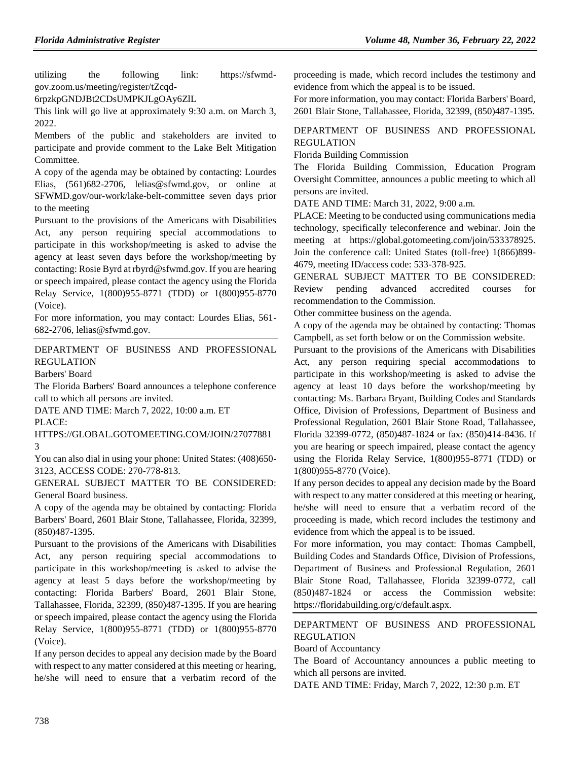utilizing the following link: https://sfwmd-gov.zoom.us/meeting/register/tZcqd-6rpzkpGNDJBt2CDsUMPKJLgOAy6ZlL

This link will go live at approximately 9:30 a.m. on March 3, 2022.

Members of the public and stakeholders are invited to participate and provide comment to the Lake Belt Mitigation Committee.

A copy of the agenda may be obtained by contacting: Lourdes Elias, (561)682-2706, lelias@sfwmd.gov, or online at SFWMD.gov/our-work/lake-belt-committee seven days prior to the meeting

Pursuant to the provisions of the Americans with Disabilities Act, any person requiring special accommodations to participate in this workshop/meeting is asked to advise the agency at least seven days before the workshop/meeting by contacting: Rosie Byrd at rbyrd@sfwmd.gov. If you are hearing or speech impaired, please contact the agency using the Florida Relay Service, 1(800)955-8771 (TDD) or 1(800)955-8770 (Voice).

For more information, you may contact: Lourdes Elias, 561-682-2706, lelias@sfwmd.gov.

## DEPARTMENT OF BUSINESS AND PROFESSIONAL REGULATION

Barbers' Board

The Florida Barbers' Board announces a telephone conference call to which all persons are invited.

DATE AND TIME: March 7, 2022, 10:00 a.m. ET

PLACE: HTTPS://GLOBAL.GOTOMEETING.COM/JOIN/270778813

You can also dial in using your phone: United States: (408)650-3123, ACCESS CODE: 270-778-813.

GENERAL SUBJECT MATTER TO BE CONSIDERED: General Board business.

A copy of the agenda may be obtained by contacting: Florida Barbers' Board, 2601 Blair Stone, Tallahassee, Florida, 32399, (850)487-1395.

Pursuant to the provisions of the Americans with Disabilities Act, any person requiring special accommodations to participate in this workshop/meeting is asked to advise the agency at least 5 days before the workshop/meeting by contacting: Florida Barbers' Board, 2601 Blair Stone, Tallahassee, Florida, 32399, (850)487-1395. If you are hearing or speech impaired, please contact the agency using the Florida Relay Service, 1(800)955-8771 (TDD) or 1(800)955-8770 (Voice).

If any person decides to appeal any decision made by the Board with respect to any matter considered at this meeting or hearing, he/she will need to ensure that a verbatim record of the proceeding is made, which record includes the testimony and evidence from which the appeal is to be issued.

For more information, you may contact: Florida Barbers' Board, 2601 Blair Stone, Tallahassee, Florida, 32399, (850)487-1395.

## DEPARTMENT OF BUSINESS AND PROFESSIONAL REGULATION

Florida Building Commission

The Florida Building Commission, Education Program Oversight Committee, announces a public meeting to which all persons are invited.

DATE AND TIME: March 31, 2022, 9:00 a.m.

PLACE: Meeting to be conducted using communications media technology, specifically teleconference and webinar. Join the meeting at https://global.gotomeeting.com/join/533378925. Join the conference call: United States (toll-free) 1(866)899-4679, meeting ID/access code: 533-378-925.

GENERAL SUBJECT MATTER TO BE CONSIDERED: Review pending advanced accredited courses for recommendation to the Commission.

Other committee business on the agenda.

A copy of the agenda may be obtained by contacting: Thomas Campbell, as set forth below or on the Commission website.

Pursuant to the provisions of the Americans with Disabilities Act, any person requiring special accommodations to participate in this workshop/meeting is asked to advise the agency at least 10 days before the workshop/meeting by contacting: Ms. Barbara Bryant, Building Codes and Standards Office, Division of Professions, Department of Business and Professional Regulation, 2601 Blair Stone Road, Tallahassee, Florida 32399-0772, (850)487-1824 or fax: (850)414-8436. If you are hearing or speech impaired, please contact the agency using the Florida Relay Service, 1(800)955-8771 (TDD) or 1(800)955-8770 (Voice).

If any person decides to appeal any decision made by the Board with respect to any matter considered at this meeting or hearing, he/she will need to ensure that a verbatim record of the proceeding is made, which record includes the testimony and evidence from which the appeal is to be issued.

For more information, you may contact: Thomas Campbell, Building Codes and Standards Office, Division of Professions, Department of Business and Professional Regulation, 2601 Blair Stone Road, Tallahassee, Florida 32399-0772, call (850)487-1824 or access the Commission website: https://floridabuilding.org/c/default.aspx.

## DEPARTMENT OF BUSINESS AND PROFESSIONAL REGULATION

Board of Accountancy

The Board of Accountancy announces a public meeting to which all persons are invited.

DATE AND TIME: Friday, March 7, 2022, 12:30 p.m. ET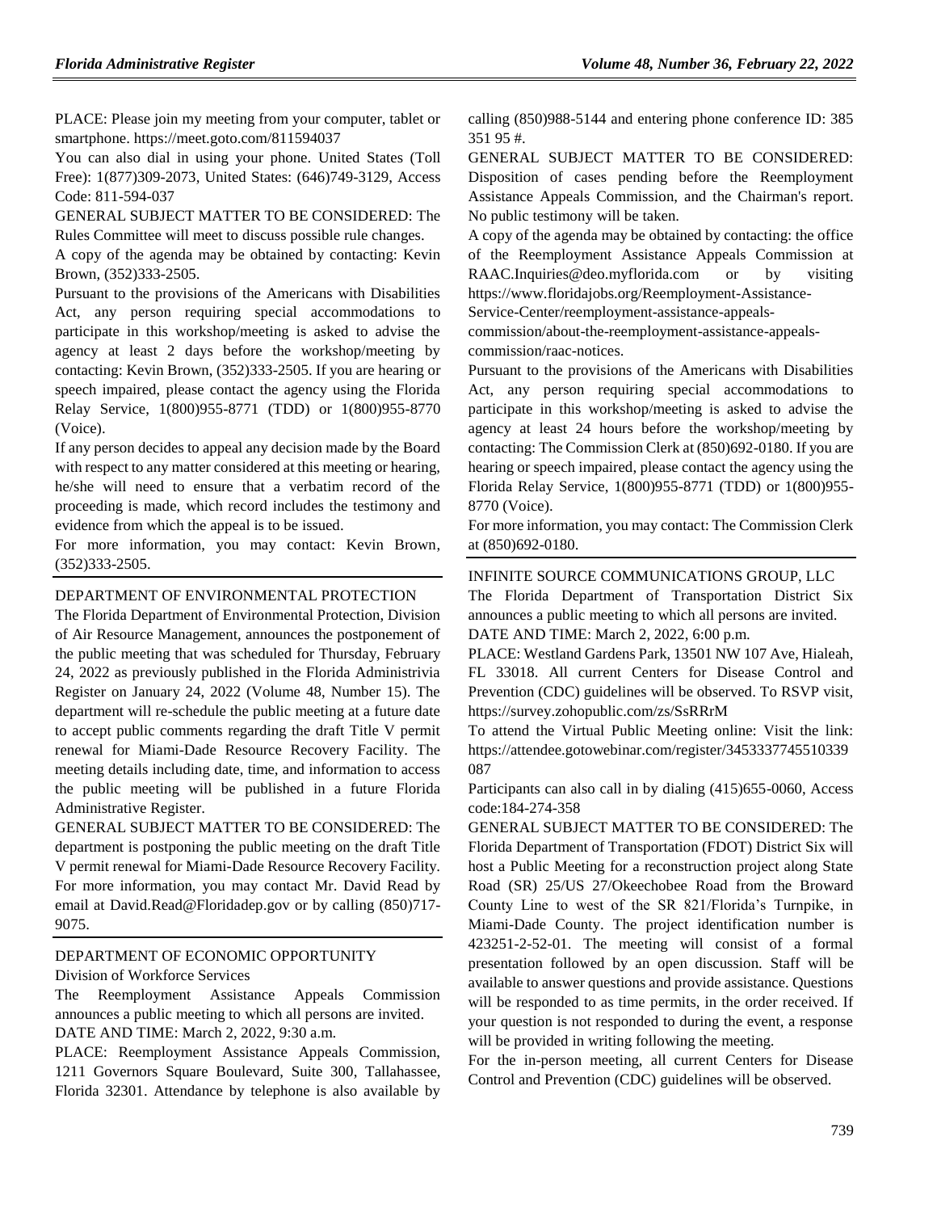PLACE: Please join my meeting from your computer, tablet or smartphone. https://meet.goto.com/811594037

You can also dial in using your phone. United States (Toll Free): 1(877)309-2073, United States: (646)749-3129, Access Code: 811-594-037

GENERAL SUBJECT MATTER TO BE CONSIDERED: The Rules Committee will meet to discuss possible rule changes.

A copy of the agenda may be obtained by contacting: Kevin Brown, (352)333-2505.

Pursuant to the provisions of the Americans with Disabilities Act, any person requiring special accommodations to participate in this workshop/meeting is asked to advise the agency at least 2 days before the workshop/meeting by contacting: Kevin Brown, (352)333-2505. If you are hearing or speech impaired, please contact the agency using the Florida Relay Service, 1(800)955-8771 (TDD) or 1(800)955-8770 (Voice).

If any person decides to appeal any decision made by the Board with respect to any matter considered at this meeting or hearing, he/she will need to ensure that a verbatim record of the proceeding is made, which record includes the testimony and evidence from which the appeal is to be issued.

For more information, you may contact: Kevin Brown, (352)333-2505.

## DEPARTMENT OF ENVIRONMENTAL PROTECTION

The Florida Department of Environmental Protection, Division of Air Resource Management, announces the postponement of the public meeting that was scheduled for Thursday, February 24, 2022 as previously published in the Florida Administrivia Register on January 24, 2022 (Volume 48, Number 15). The department will re-schedule the public meeting at a future date to accept public comments regarding the draft Title V permit renewal for Miami-Dade Resource Recovery Facility. The meeting details including date, time, and information to access the public meeting will be published in a future Florida Administrative Register.

GENERAL SUBJECT MATTER TO BE CONSIDERED: The department is postponing the public meeting on the draft Title V permit renewal for Miami-Dade Resource Recovery Facility.

For more information, you may contact Mr. David Read by email at David.Read@Floridadep.gov or by calling (850)717-9075.

## DEPARTMENT OF ECONOMIC OPPORTUNITY

### Division of Workforce Services

The Reemployment Assistance Appeals Commission announces a public meeting to which all persons are invited.

DATE AND TIME: March 2, 2022, 9:30 a.m.

PLACE: Reemployment Assistance Appeals Commission, 1211 Governors Square Boulevard, Suite 300, Tallahassee, Florida 32301. Attendance by telephone is also available by calling (850)988-5144 and entering phone conference ID: 385 351 95 #.

GENERAL SUBJECT MATTER TO BE CONSIDERED: Disposition of cases pending before the Reemployment Assistance Appeals Commission, and the Chairman's report. No public testimony will be taken.

A copy of the agenda may be obtained by contacting: the office of the Reemployment Assistance Appeals Commission at RAAC.Inquiries@deo.myflorida.com or by visiting https://www.floridajobs.org/Reemployment-Assistance-Service-Center/reemployment-assistance-appeals-commission/about-the-reemployment-assistance-appeals-commission/raac-notices.

Pursuant to the provisions of the Americans with Disabilities Act, any person requiring special accommodations to participate in this workshop/meeting is asked to advise the agency at least 24 hours before the workshop/meeting by contacting: The Commission Clerk at (850)692-0180. If you are hearing or speech impaired, please contact the agency using the Florida Relay Service, 1(800)955-8771 (TDD) or 1(800)955-8770 (Voice).

For more information, you may contact: The Commission Clerk at (850)692-0180.

## INFINITE SOURCE COMMUNICATIONS GROUP, LLC

The Florida Department of Transportation District Six announces a public meeting to which all persons are invited.

DATE AND TIME: March 2, 2022, 6:00 p.m.

PLACE: Westland Gardens Park, 13501 NW 107 Ave, Hialeah, FL 33018. All current Centers for Disease Control and Prevention (CDC) guidelines will be observed. To RSVP visit, https://survey.zohopublic.com/zs/SsRRrM

To attend the Virtual Public Meeting online: Visit the link: https://attendee.gotowebinar.com/register/3453337745510339087

Participants can also call in by dialing (415)655-0060, Access code:184-274-358

GENERAL SUBJECT MATTER TO BE CONSIDERED: The Florida Department of Transportation (FDOT) District Six will host a Public Meeting for a reconstruction project along State Road (SR) 25/US 27/Okeechobee Road from the Broward County Line to west of the SR 821/Florida's Turnpike, in Miami-Dade County. The project identification number is 423251-2-52-01. The meeting will consist of a formal presentation followed by an open discussion. Staff will be available to answer questions and provide assistance. Questions will be responded to as time permits, in the order received. If your question is not responded to during the event, a response will be provided in writing following the meeting.

For the in-person meeting, all current Centers for Disease Control and Prevention (CDC) guidelines will be observed.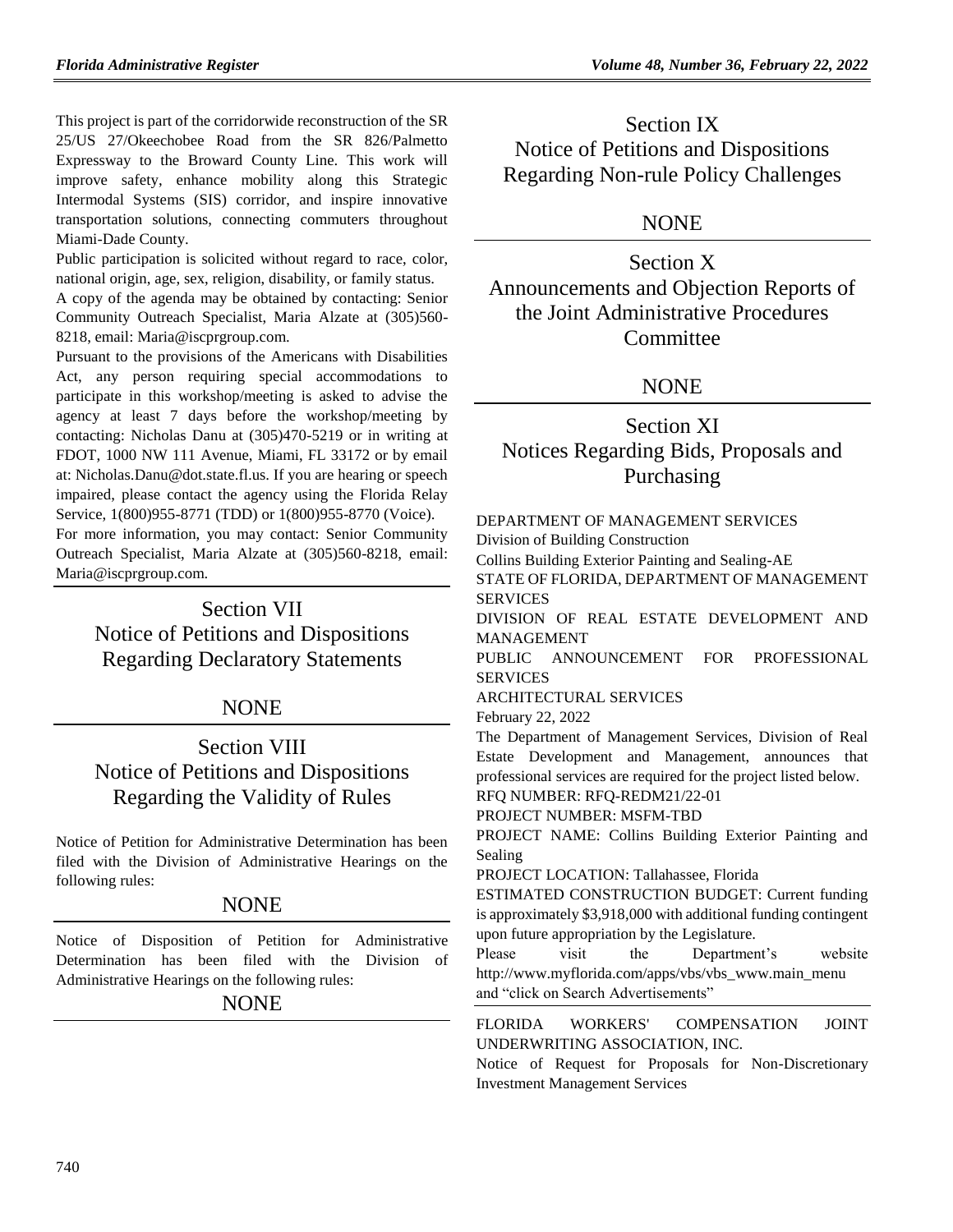This project is part of the corridorwide reconstruction of the SR 25/US 27/Okeechobee Road from the SR 826/Palmetto Expressway to the Broward County Line. This work will improve safety, enhance mobility along this Strategic Intermodal Systems (SIS) corridor, and inspire innovative transportation solutions, connecting commuters throughout Miami-Dade County.

Public participation is solicited without regard to race, color, national origin, age, sex, religion, disability, or family status.

A copy of the agenda may be obtained by contacting: Senior Community Outreach Specialist, Maria Alzate at (305)560-8218, email: Maria@iscprgroup.com.

Pursuant to the provisions of the Americans with Disabilities Act, any person requiring special accommodations to participate in this workshop/meeting is asked to advise the agency at least 7 days before the workshop/meeting by contacting: Nicholas Danu at (305)470-5219 or in writing at FDOT, 1000 NW 111 Avenue, Miami, FL 33172 or by email at: Nicholas.Danu@dot.state.fl.us. If you are hearing or speech impaired, please contact the agency using the Florida Relay Service, 1(800)955-8771 (TDD) or 1(800)955-8770 (Voice).

For more information, you may contact: Senior Community Outreach Specialist, Maria Alzate at (305)560-8218, email: Maria@iscprgroup.com.

## Section VII
## Notice of Petitions and Dispositions Regarding Declaratory Statements

NONE

## Section VIII
## Notice of Petitions and Dispositions Regarding the Validity of Rules

Notice of Petition for Administrative Determination has been filed with the Division of Administrative Hearings on the following rules:

NONE

Notice of Disposition of Petition for Administrative Determination has been filed with the Division of Administrative Hearings on the following rules:

NONE

## Section IX
## Notice of Petitions and Dispositions Regarding Non-rule Policy Challenges

NONE

## Section X
## Announcements and Objection Reports of the Joint Administrative Procedures Committee

NONE

## Section XI
## Notices Regarding Bids, Proposals and Purchasing

DEPARTMENT OF MANAGEMENT SERVICES

Division of Building Construction

Collins Building Exterior Painting and Sealing-AE

STATE OF FLORIDA, DEPARTMENT OF MANAGEMENT SERVICES

DIVISION OF REAL ESTATE DEVELOPMENT AND MANAGEMENT

PUBLIC ANNOUNCEMENT FOR PROFESSIONAL SERVICES

ARCHITECTURAL SERVICES

February 22, 2022

The Department of Management Services, Division of Real Estate Development and Management, announces that professional services are required for the project listed below.

RFQ NUMBER: RFQ-REDM21/22-01

PROJECT NUMBER: MSFM-TBD

PROJECT NAME: Collins Building Exterior Painting and Sealing

PROJECT LOCATION: Tallahassee, Florida

ESTIMATED CONSTRUCTION BUDGET: Current funding is approximately $3,918,000 with additional funding contingent upon future appropriation by the Legislature.

Please visit the Department's website http://www.myflorida.com/apps/vbs/vbs_www.main_menu and "click on Search Advertisements"

FLORIDA WORKERS' COMPENSATION JOINT UNDERWRITING ASSOCIATION, INC.

Notice of Request for Proposals for Non-Discretionary Investment Management Services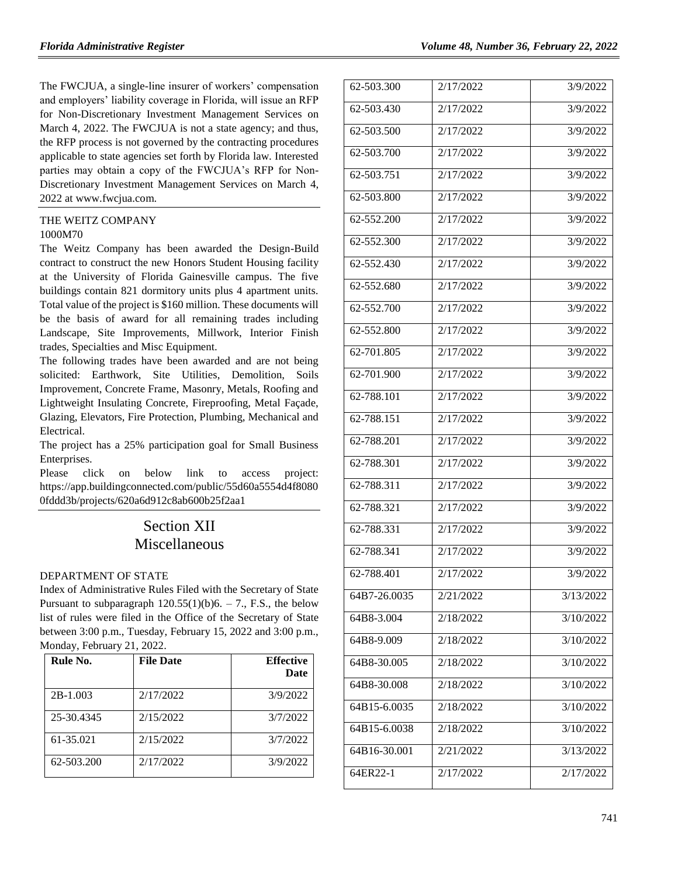The FWCJUA, a single-line insurer of workers' compensation and employers' liability coverage in Florida, will issue an RFP for Non-Discretionary Investment Management Services on March 4, 2022. The FWCJUA is not a state agency; and thus, the RFP process is not governed by the contracting procedures applicable to state agencies set forth by Florida law. Interested parties may obtain a copy of the FWCJUA's RFP for Non-Discretionary Investment Management Services on March 4, 2022 at www.fwcjua.com.

THE WEITZ COMPANY

1000M70

The Weitz Company has been awarded the Design-Build contract to construct the new Honors Student Housing facility at the University of Florida Gainesville campus. The five buildings contain 821 dormitory units plus 4 apartment units. Total value of the project is $160 million. These documents will be the basis of award for all remaining trades including Landscape, Site Improvements, Millwork, Interior Finish trades, Specialties and Misc Equipment.

The following trades have been awarded and are not being solicited: Earthwork, Site Utilities, Demolition, Soils Improvement, Concrete Frame, Masonry, Metals, Roofing and Lightweight Insulating Concrete, Fireproofing, Metal Façade, Glazing, Elevators, Fire Protection, Plumbing, Mechanical and Electrical.

The project has a 25% participation goal for Small Business Enterprises.

Please click on below link to access project: https://app.buildingconnected.com/public/55d60a5554d4f80800fddd3b/projects/620a6d912c8ab600b25f2aa1

# Section XII
# Miscellaneous

DEPARTMENT OF STATE

Index of Administrative Rules Filed with the Secretary of State Pursuant to subparagraph 120.55(1)(b)6. – 7., F.S., the below list of rules were filed in the Office of the Secretary of State between 3:00 p.m., Tuesday, February 15, 2022 and 3:00 p.m., Monday, February 21, 2022.

| Rule No. | File Date | Effective Date |
|---|---|---|
| 2B-1.003 | 2/17/2022 | 3/9/2022 |
| 25-30.4345 | 2/15/2022 | 3/7/2022 |
| 61-35.021 | 2/15/2022 | 3/7/2022 |
| 62-503.200 | 2/17/2022 | 3/9/2022 |
| 62-503.300 | 2/17/2022 | 3/9/2022 |
| 62-503.430 | 2/17/2022 | 3/9/2022 |
| 62-503.500 | 2/17/2022 | 3/9/2022 |
| 62-503.700 | 2/17/2022 | 3/9/2022 |
| 62-503.751 | 2/17/2022 | 3/9/2022 |
| 62-503.800 | 2/17/2022 | 3/9/2022 |
| 62-552.200 | 2/17/2022 | 3/9/2022 |
| 62-552.300 | 2/17/2022 | 3/9/2022 |
| 62-552.430 | 2/17/2022 | 3/9/2022 |
| 62-552.680 | 2/17/2022 | 3/9/2022 |
| 62-552.700 | 2/17/2022 | 3/9/2022 |
| 62-552.800 | 2/17/2022 | 3/9/2022 |
| 62-701.805 | 2/17/2022 | 3/9/2022 |
| 62-701.900 | 2/17/2022 | 3/9/2022 |
| 62-788.101 | 2/17/2022 | 3/9/2022 |
| 62-788.151 | 2/17/2022 | 3/9/2022 |
| 62-788.201 | 2/17/2022 | 3/9/2022 |
| 62-788.301 | 2/17/2022 | 3/9/2022 |
| 62-788.311 | 2/17/2022 | 3/9/2022 |
| 62-788.321 | 2/17/2022 | 3/9/2022 |
| 62-788.331 | 2/17/2022 | 3/9/2022 |
| 62-788.341 | 2/17/2022 | 3/9/2022 |
| 62-788.401 | 2/17/2022 | 3/9/2022 |
| 64B7-26.0035 | 2/21/2022 | 3/13/2022 |
| 64B8-3.004 | 2/18/2022 | 3/10/2022 |
| 64B8-9.009 | 2/18/2022 | 3/10/2022 |
| 64B8-30.005 | 2/18/2022 | 3/10/2022 |
| 64B8-30.008 | 2/18/2022 | 3/10/2022 |
| 64B15-6.0035 | 2/18/2022 | 3/10/2022 |
| 64B15-6.0038 | 2/18/2022 | 3/10/2022 |
| 64B16-30.001 | 2/21/2022 | 3/13/2022 |
| 64ER22-1 | 2/17/2022 | 2/17/2022 |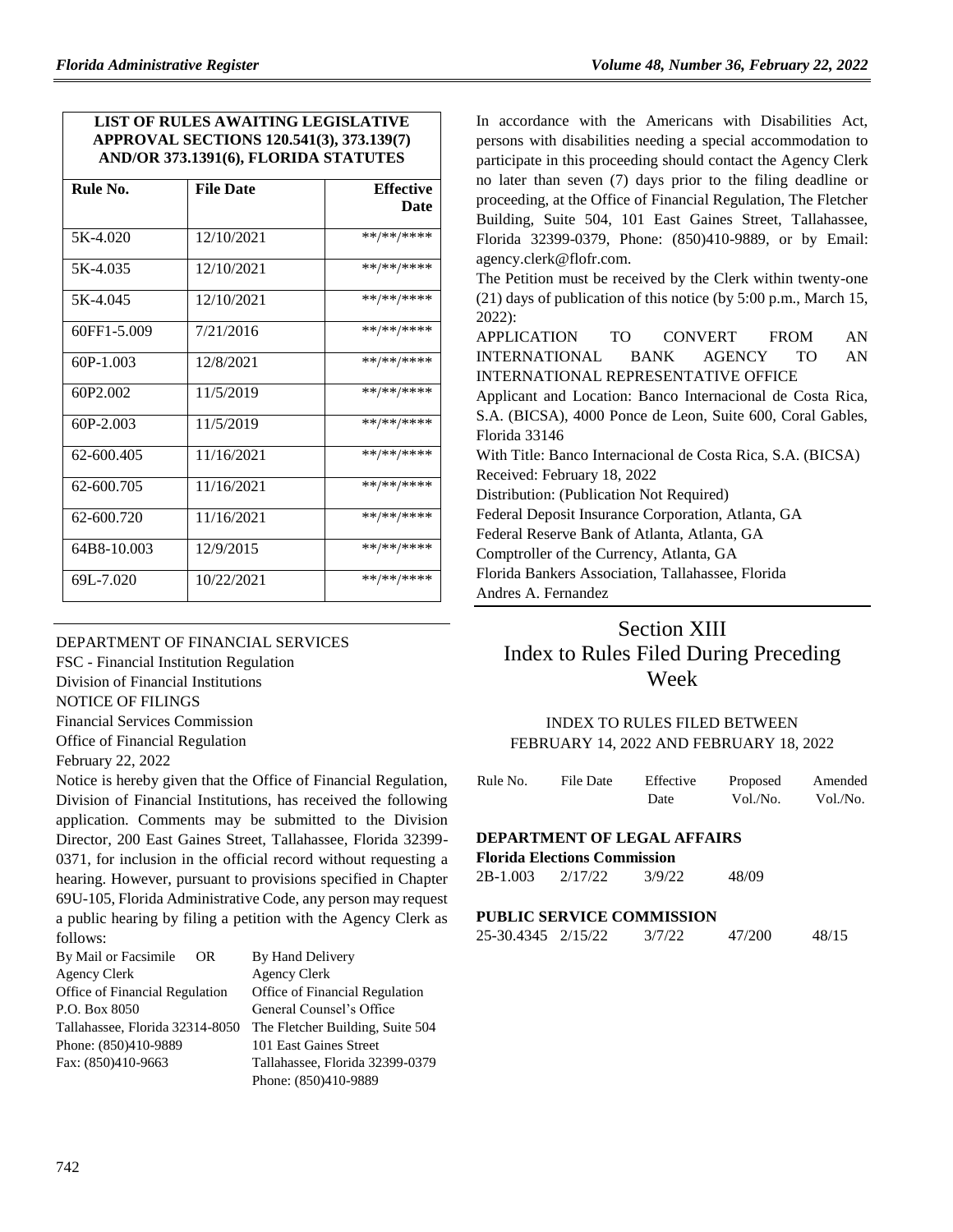| LIST OF RULES AWAITING LEGISLATIVE APPROVAL SECTIONS 120.541(3), 373.139(7) AND/OR 373.1391(6), FLORIDA STATUTES | | |
|---|---|---|
| **Rule No.** | **File Date** | **Effective Date** |
| 5K-4.020 | 12/10/2021 | **/**/**** |
| 5K-4.035 | 12/10/2021 | **/**/**** |
| 5K-4.045 | 12/10/2021 | **/**/**** |
| 60FF1-5.009 | 7/21/2016 | **/**/**** |
| 60P-1.003 | 12/8/2021 | **/**/**** |
| 60P2.002 | 11/5/2019 | **/**/**** |
| 60P-2.003 | 11/5/2019 | **/**/**** |
| 62-600.405 | 11/16/2021 | **/**/**** |
| 62-600.705 | 11/16/2021 | **/**/**** |
| 62-600.720 | 11/16/2021 | **/**/**** |
| 64B8-10.003 | 12/9/2015 | **/**/**** |
| 69L-7.020 | 10/22/2021 | **/**/**** |

DEPARTMENT OF FINANCIAL SERVICES

FSC - Financial Institution Regulation

Division of Financial Institutions

NOTICE OF FILINGS

Financial Services Commission

Office of Financial Regulation

February 22, 2022

Notice is hereby given that the Office of Financial Regulation, Division of Financial Institutions, has received the following application. Comments may be submitted to the Division Director, 200 East Gaines Street, Tallahassee, Florida 32399-0371, for inclusion in the official record without requesting a hearing. However, pursuant to provisions specified in Chapter 69U-105, Florida Administrative Code, any person may request a public hearing by filing a petition with the Agency Clerk as follows:

| By Mail or Facsimile OR | By Hand Delivery |
|---|---|
| Agency Clerk | Agency Clerk |
| Office of Financial Regulation | Office of Financial Regulation |
| P.O. Box 8050 | General Counsel's Office |
| Tallahassee, Florida 32314-8050 | The Fletcher Building, Suite 504 |
| Phone: (850)410-9889 | 101 East Gaines Street |
| Fax: (850)410-9663 | Tallahassee, Florida 32399-0379 |
| | Phone: (850)410-9889 |

In accordance with the Americans with Disabilities Act, persons with disabilities needing a special accommodation to participate in this proceeding should contact the Agency Clerk no later than seven (7) days prior to the filing deadline or proceeding, at the Office of Financial Regulation, The Fletcher Building, Suite 504, 101 East Gaines Street, Tallahassee, Florida 32399-0379, Phone: (850)410-9889, or by Email: agency.clerk@flofr.com.

The Petition must be received by the Clerk within twenty-one (21) days of publication of this notice (by 5:00 p.m., March 15, 2022):

APPLICATION TO CONVERT FROM AN INTERNATIONAL BANK AGENCY TO AN INTERNATIONAL REPRESENTATIVE OFFICE

Applicant and Location: Banco Internacional de Costa Rica, S.A. (BICSA), 4000 Ponce de Leon, Suite 600, Coral Gables, Florida 33146

With Title: Banco Internacional de Costa Rica, S.A. (BICSA)

Received: February 18, 2022

Distribution: (Publication Not Required)

Federal Deposit Insurance Corporation, Atlanta, GA

Federal Reserve Bank of Atlanta, Atlanta, GA

Comptroller of the Currency, Atlanta, GA

Florida Bankers Association, Tallahassee, Florida

Andres A. Fernandez

# Section XIII Index to Rules Filed During Preceding Week

INDEX TO RULES FILED BETWEEN FEBRUARY 14, 2022 AND FEBRUARY 18, 2022

| Rule No. | File Date | Effective Date | Proposed Vol./No. | Amended Vol./No. |
|---|---|---|---|---|
| **DEPARTMENT OF LEGAL AFFAIRS** | | | | |
| **Florida Elections Commission** | | | | |
| 2B-1.003 | 2/17/22 | 3/9/22 | 48/09 | |
| **PUBLIC SERVICE COMMISSION** | | | | |
| 25-30.4345 | 2/15/22 | 3/7/22 | 47/200 | 48/15 |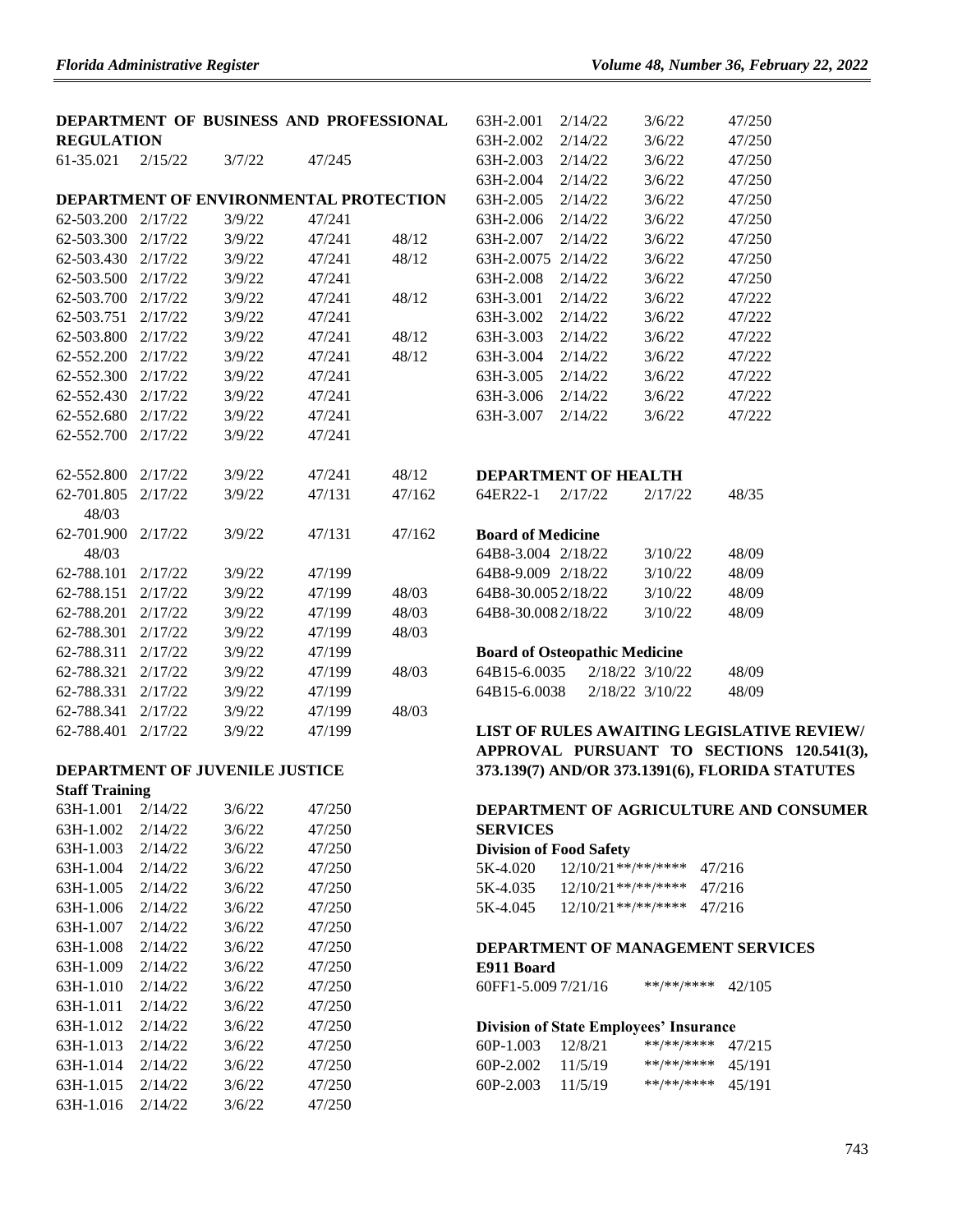**DEPARTMENT OF BUSINESS AND PROFESSIONAL REGULATION**

| | | | | |
|---|---|---|---|---|
| 61-35.021 | 2/15/22 | 3/7/22 | 47/245 | |

**DEPARTMENT OF ENVIRONMENTAL PROTECTION**

| | | | | |
|---|---|---|---|---|
| 62-503.200 | 2/17/22 | 3/9/22 | 47/241 | |
| 62-503.300 | 2/17/22 | 3/9/22 | 47/241 | 48/12 |
| 62-503.430 | 2/17/22 | 3/9/22 | 47/241 | 48/12 |
| 62-503.500 | 2/17/22 | 3/9/22 | 47/241 | |
| 62-503.700 | 2/17/22 | 3/9/22 | 47/241 | 48/12 |
| 62-503.751 | 2/17/22 | 3/9/22 | 47/241 | |
| 62-503.800 | 2/17/22 | 3/9/22 | 47/241 | 48/12 |
| 62-552.200 | 2/17/22 | 3/9/22 | 47/241 | 48/12 |
| 62-552.300 | 2/17/22 | 3/9/22 | 47/241 | |
| 62-552.430 | 2/17/22 | 3/9/22 | 47/241 | |
| 62-552.680 | 2/17/22 | 3/9/22 | 47/241 | |
| 62-552.700 | 2/17/22 | 3/9/22 | 47/241 | |
| 62-552.800 | 2/17/22 | 3/9/22 | 47/241 | 48/12 |
| 62-701.805 | 2/17/22 | 3/9/22 | 47/131 | 47/162 48/03 |
| 62-701.900 | 2/17/22 | 3/9/22 | 47/131 | 47/162 48/03 |
| 62-788.101 | 2/17/22 | 3/9/22 | 47/199 | |
| 62-788.151 | 2/17/22 | 3/9/22 | 47/199 | 48/03 |
| 62-788.201 | 2/17/22 | 3/9/22 | 47/199 | 48/03 |
| 62-788.301 | 2/17/22 | 3/9/22 | 47/199 | 48/03 |
| 62-788.311 | 2/17/22 | 3/9/22 | 47/199 | |
| 62-788.321 | 2/17/22 | 3/9/22 | 47/199 | 48/03 |
| 62-788.331 | 2/17/22 | 3/9/22 | 47/199 | |
| 62-788.341 | 2/17/22 | 3/9/22 | 47/199 | 48/03 |
| 62-788.401 | 2/17/22 | 3/9/22 | 47/199 | |

**DEPARTMENT OF JUVENILE JUSTICE**

**Staff Training**

| | | | |
|---|---|---|---|
| 63H-1.001 | 2/14/22 | 3/6/22 | 47/250 |
| 63H-1.002 | 2/14/22 | 3/6/22 | 47/250 |
| 63H-1.003 | 2/14/22 | 3/6/22 | 47/250 |
| 63H-1.004 | 2/14/22 | 3/6/22 | 47/250 |
| 63H-1.005 | 2/14/22 | 3/6/22 | 47/250 |
| 63H-1.006 | 2/14/22 | 3/6/22 | 47/250 |
| 63H-1.007 | 2/14/22 | 3/6/22 | 47/250 |
| 63H-1.008 | 2/14/22 | 3/6/22 | 47/250 |
| 63H-1.009 | 2/14/22 | 3/6/22 | 47/250 |
| 63H-1.010 | 2/14/22 | 3/6/22 | 47/250 |
| 63H-1.011 | 2/14/22 | 3/6/22 | 47/250 |
| 63H-1.012 | 2/14/22 | 3/6/22 | 47/250 |
| 63H-1.013 | 2/14/22 | 3/6/22 | 47/250 |
| 63H-1.014 | 2/14/22 | 3/6/22 | 47/250 |
| 63H-1.015 | 2/14/22 | 3/6/22 | 47/250 |
| 63H-1.016 | 2/14/22 | 3/6/22 | 47/250 |
| 63H-2.001 | 2/14/22 | 3/6/22 | 47/250 |
| 63H-2.002 | 2/14/22 | 3/6/22 | 47/250 |
| 63H-2.003 | 2/14/22 | 3/6/22 | 47/250 |
| 63H-2.004 | 2/14/22 | 3/6/22 | 47/250 |
| 63H-2.005 | 2/14/22 | 3/6/22 | 47/250 |
| 63H-2.006 | 2/14/22 | 3/6/22 | 47/250 |
| 63H-2.007 | 2/14/22 | 3/6/22 | 47/250 |
| 63H-2.0075 | 2/14/22 | 3/6/22 | 47/250 |
| 63H-2.008 | 2/14/22 | 3/6/22 | 47/250 |
| 63H-3.001 | 2/14/22 | 3/6/22 | 47/222 |
| 63H-3.002 | 2/14/22 | 3/6/22 | 47/222 |
| 63H-3.003 | 2/14/22 | 3/6/22 | 47/222 |
| 63H-3.004 | 2/14/22 | 3/6/22 | 47/222 |
| 63H-3.005 | 2/14/22 | 3/6/22 | 47/222 |
| 63H-3.006 | 2/14/22 | 3/6/22 | 47/222 |
| 63H-3.007 | 2/14/22 | 3/6/22 | 47/222 |

**DEPARTMENT OF HEALTH**

| | | | |
|---|---|---|---|
| 64ER22-1 | 2/17/22 | 2/17/22 | 48/35 |

**Board of Medicine**

| | | | |
|---|---|---|---|
| 64B8-3.004 | 2/18/22 | 3/10/22 | 48/09 |
| 64B8-9.009 | 2/18/22 | 3/10/22 | 48/09 |
| 64B8-30.005 | 2/18/22 | 3/10/22 | 48/09 |
| 64B8-30.008 | 2/18/22 | 3/10/22 | 48/09 |

**Board of Osteopathic Medicine**

| | | | |
|---|---|---|---|
| 64B15-6.0035 | 2/18/22 | 3/10/22 | 48/09 |
| 64B15-6.0038 | 2/18/22 | 3/10/22 | 48/09 |

**LIST OF RULES AWAITING LEGISLATIVE REVIEW/ APPROVAL PURSUANT TO SECTIONS 120.541(3), 373.139(7) AND/OR 373.1391(6), FLORIDA STATUTES**

**DEPARTMENT OF AGRICULTURE AND CONSUMER SERVICES**

**Division of Food Safety**

| | | | |
|---|---|---|---|
| 5K-4.020 | 12/10/21 | **/**/**** | 47/216 |
| 5K-4.035 | 12/10/21 | **/**/**** | 47/216 |
| 5K-4.045 | 12/10/21 | **/**/**** | 47/216 |

**DEPARTMENT OF MANAGEMENT SERVICES**

**E911 Board**

| | | | |
|---|---|---|---|
| 60FF1-5.009 | 7/21/16 | **/**/**** | 42/105 |

**Division of State Employees' Insurance**

| | | | |
|---|---|---|---|
| 60P-1.003 | 12/8/21 | **/**/**** | 47/215 |
| 60P-2.002 | 11/5/19 | **/**/**** | 45/191 |
| 60P-2.003 | 11/5/19 | **/**/**** | 45/191 |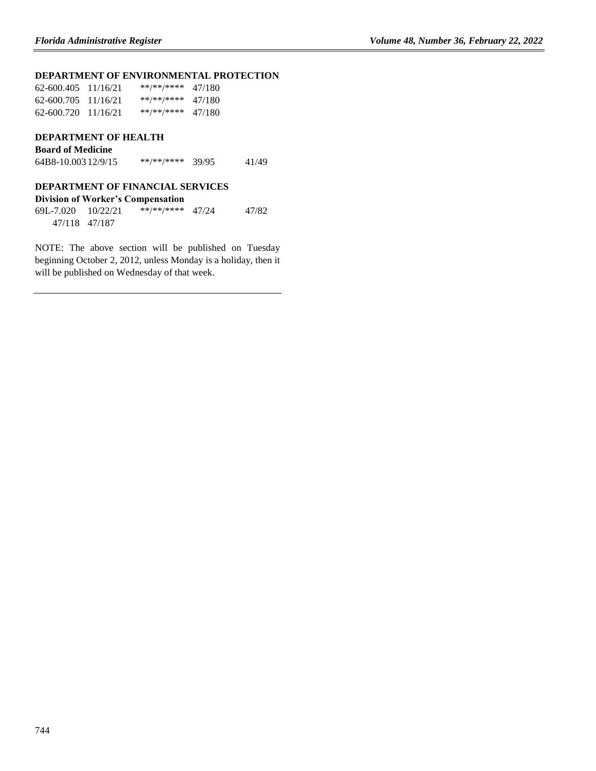**DEPARTMENT OF ENVIRONMENTAL PROTECTION**

| | | | | |
|---|---|---|---|---|
| 62-600.405 | 11/16/21 | **/**/**** | 47/180 | |
| 62-600.705 | 11/16/21 | **/**/**** | 47/180 | |
| 62-600.720 | 11/16/21 | **/**/**** | 47/180 | |

**DEPARTMENT OF HEALTH**

**Board of Medicine**

| | | | | |
|---|---|---|---|---|
| 64B8-10.003 | 12/9/15 | **/**/**** | 39/95 | 41/49 |

**DEPARTMENT OF FINANCIAL SERVICES**

**Division of Worker's Compensation**

| | | | | |
|---|---|---|---|---|
| 69L-7.020 | 10/22/21 | **/**/**** | 47/24 | 47/82 |
| 47/118 | 47/187 | | | |

NOTE: The above section will be published on Tuesday beginning October 2, 2012, unless Monday is a holiday, then it will be published on Wednesday of that week.